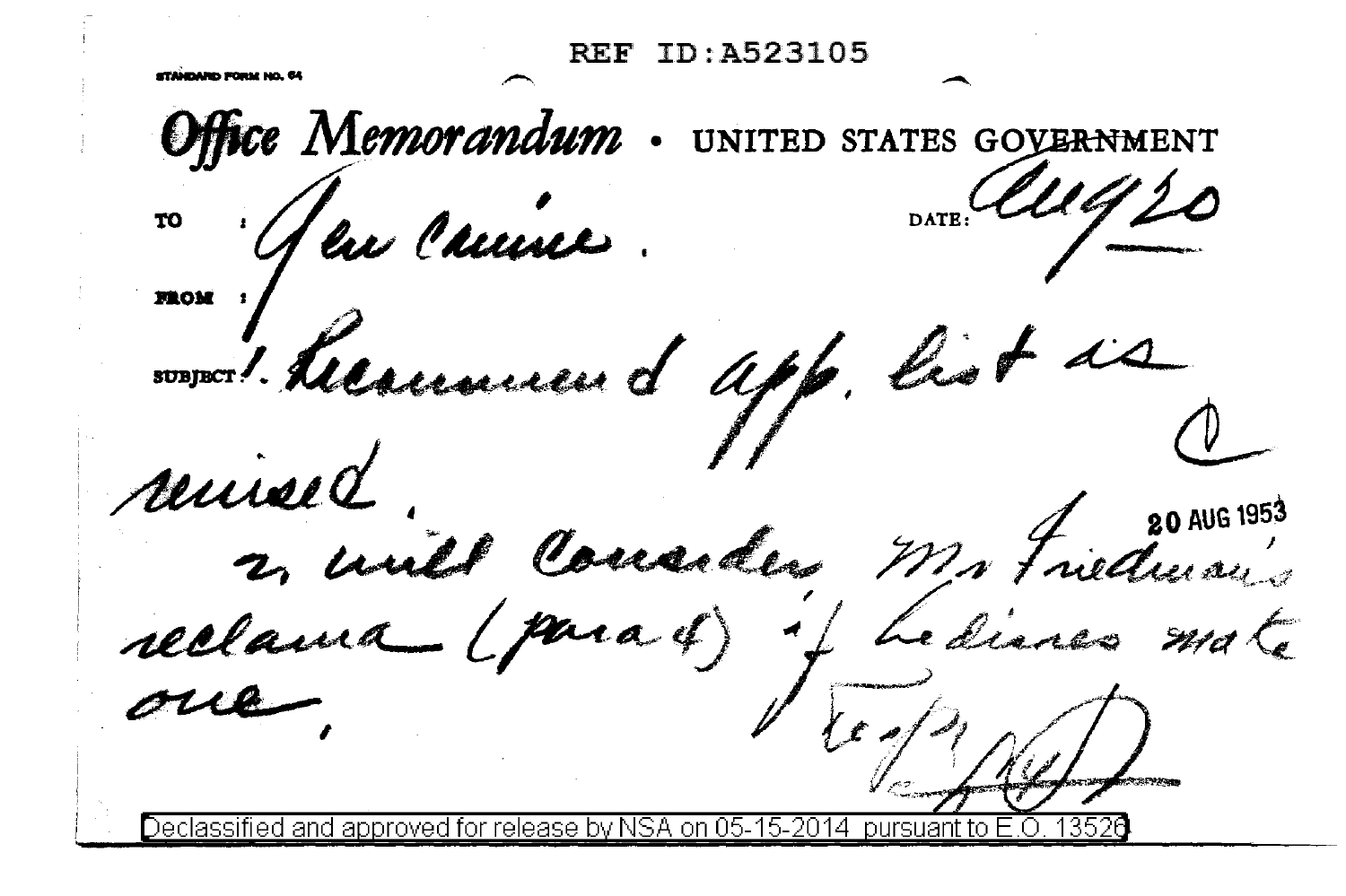REF ID:A523105

STANDARD FORM NO. 64

# Office Memorandum • UNITED STATES GOVERNMENT

TO : Gen Canine.

DATE: Aug 20

FROM :

SUBJECT: 1. Recommend app. list is revised.

2. will consider Mr Friedman's reclama (para 4) if he desires make one.

20 AUG 1953

Ra..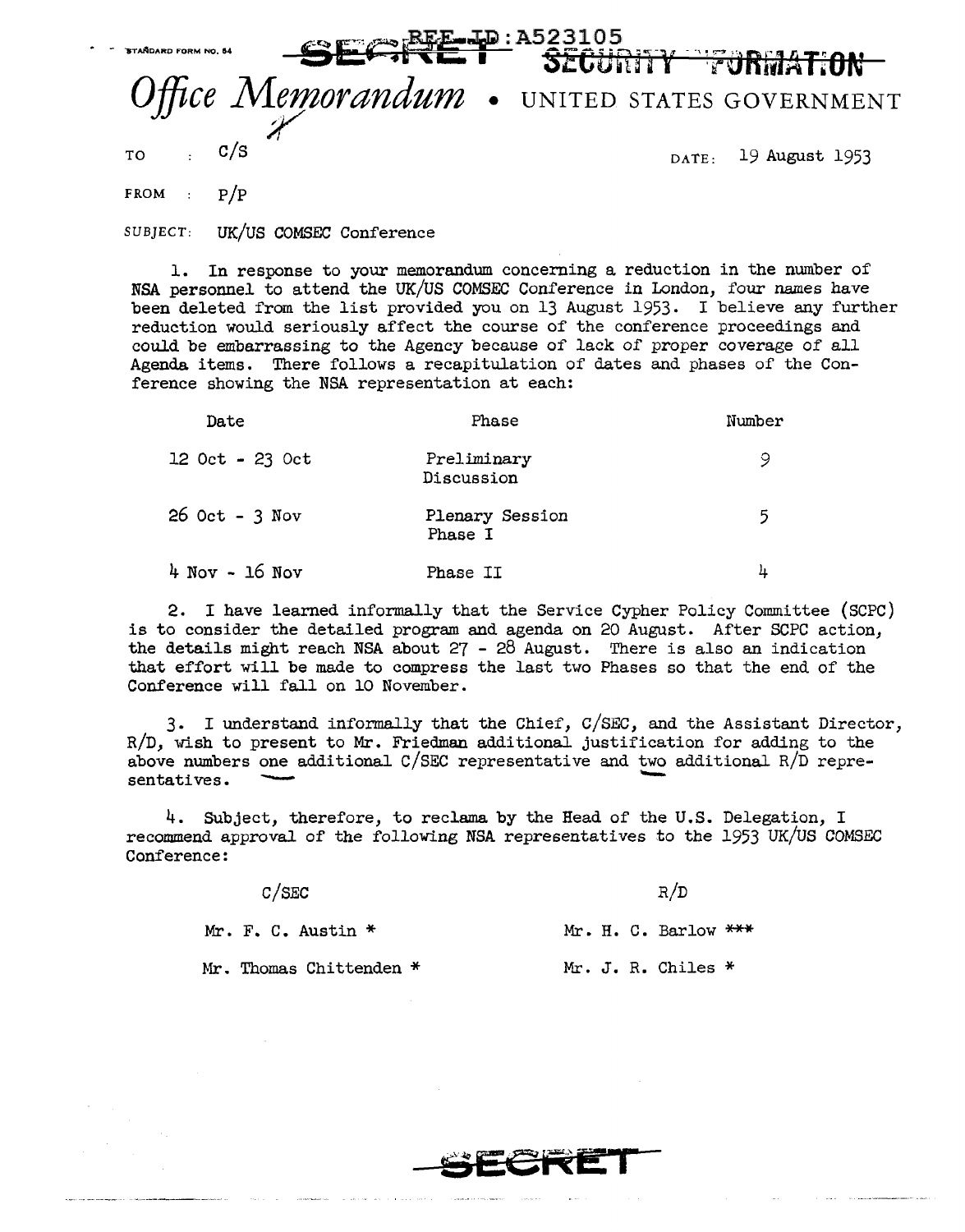STANDARD FORM NO. 64

SECRET REF ID:A523105 SECURITY INFORMATION

# Office Memorandum • UNITED STATES GOVERNMENT

TO : C/S

DATE: 19 August 1953

FROM : P/P

SUBJECT: UK/US COMSEC Conference

1. In response to your memorandum concerning a reduction in the number of NSA personnel to attend the UK/US COMSEC Conference in London, four names have been deleted from the list provided you on 13 August 1953. I believe any further reduction would seriously affect the course of the conference proceedings and could be embarrassing to the Agency because of lack of proper coverage of all Agenda items. There follows a recapitulation of dates and phases of the Conference showing the NSA representation at each:

| Date | Phase | Number |
|---|---|---|
| 12 Oct - 23 Oct | Preliminary Discussion | 9 |
| 26 Oct - 3 Nov | Plenary Session Phase I | 5 |
| 4 Nov - 16 Nov | Phase II | 4 |

2. I have learned informally that the Service Cypher Policy Committee (SCPC) is to consider the detailed program and agenda on 20 August. After SCPC action, the details might reach NSA about 27 - 28 August. There is also an indication that effort will be made to compress the last two Phases so that the end of the Conference will fall on 10 November.

3. I understand informally that the Chief, C/SEC, and the Assistant Director, R/D, wish to present to Mr. Friedman additional justification for adding to the above numbers one additional C/SEC representative and two additional R/D representatives.

4. Subject, therefore, to reclama by the Head of the U.S. Delegation, I recommend approval of the following NSA representatives to the 1953 UK/US COMSEC Conference:

| C/SEC | R/D |
|---|---|
| Mr. F. C. Austin * | Mr. H. C. Barlow *** |
| Mr. Thomas Chittenden * | Mr. J. R. Chiles * |

SECRET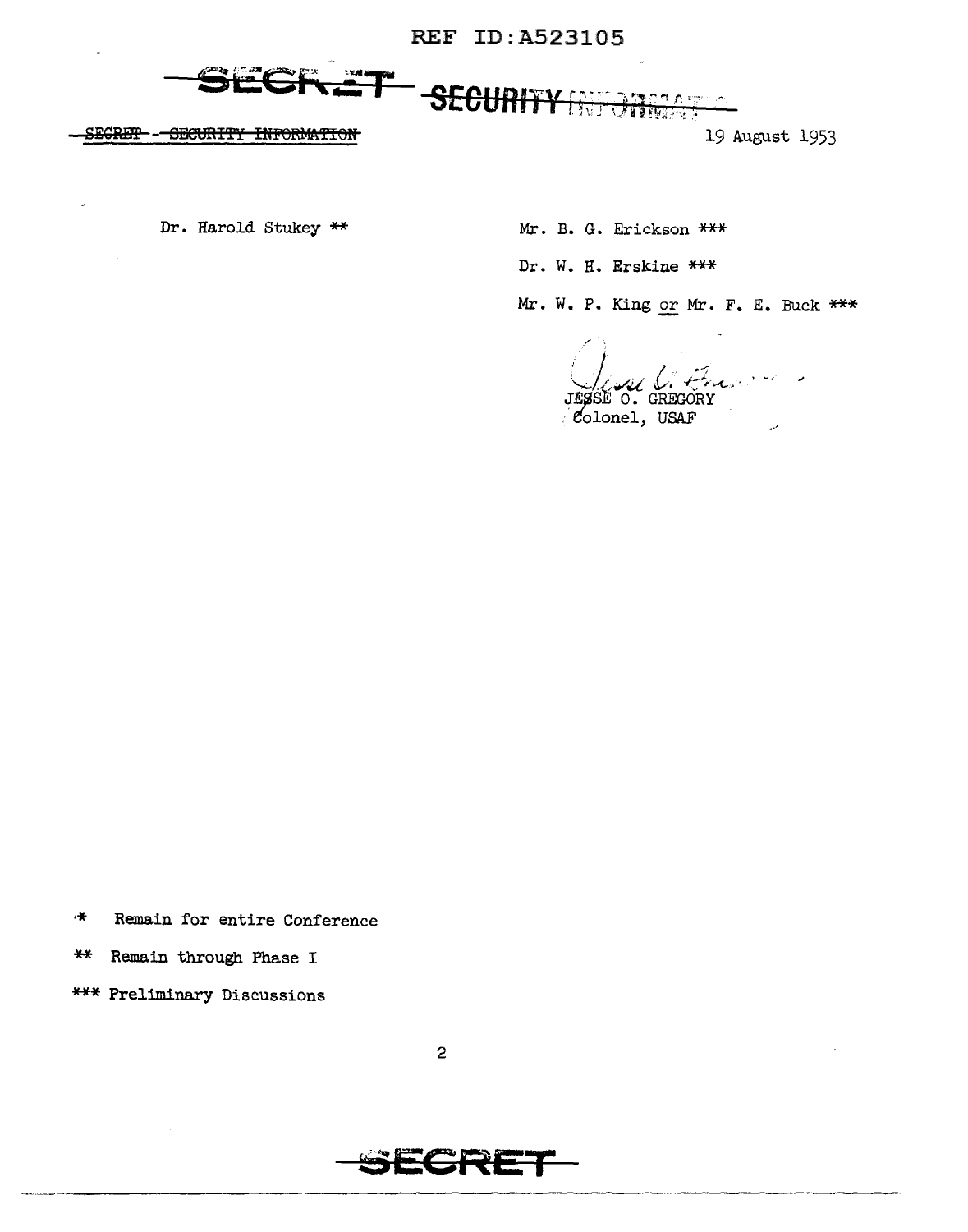REF ID:A523105

SECRET SECURITY INFORMATION

~~SECRET - SECURITY INFORMATION~~

19 August 1953

Dr. Harold Stukey **

Mr. B. G. Erickson ***

Dr. W. H. Erskine ***

Mr. W. P. King <u>or</u> Mr. F. E. Buck ***

JESSE O. GREGORY
Colonel, USAF

\* Remain for entire Conference

** Remain through Phase I

*** Preliminary Discussions

SECRET